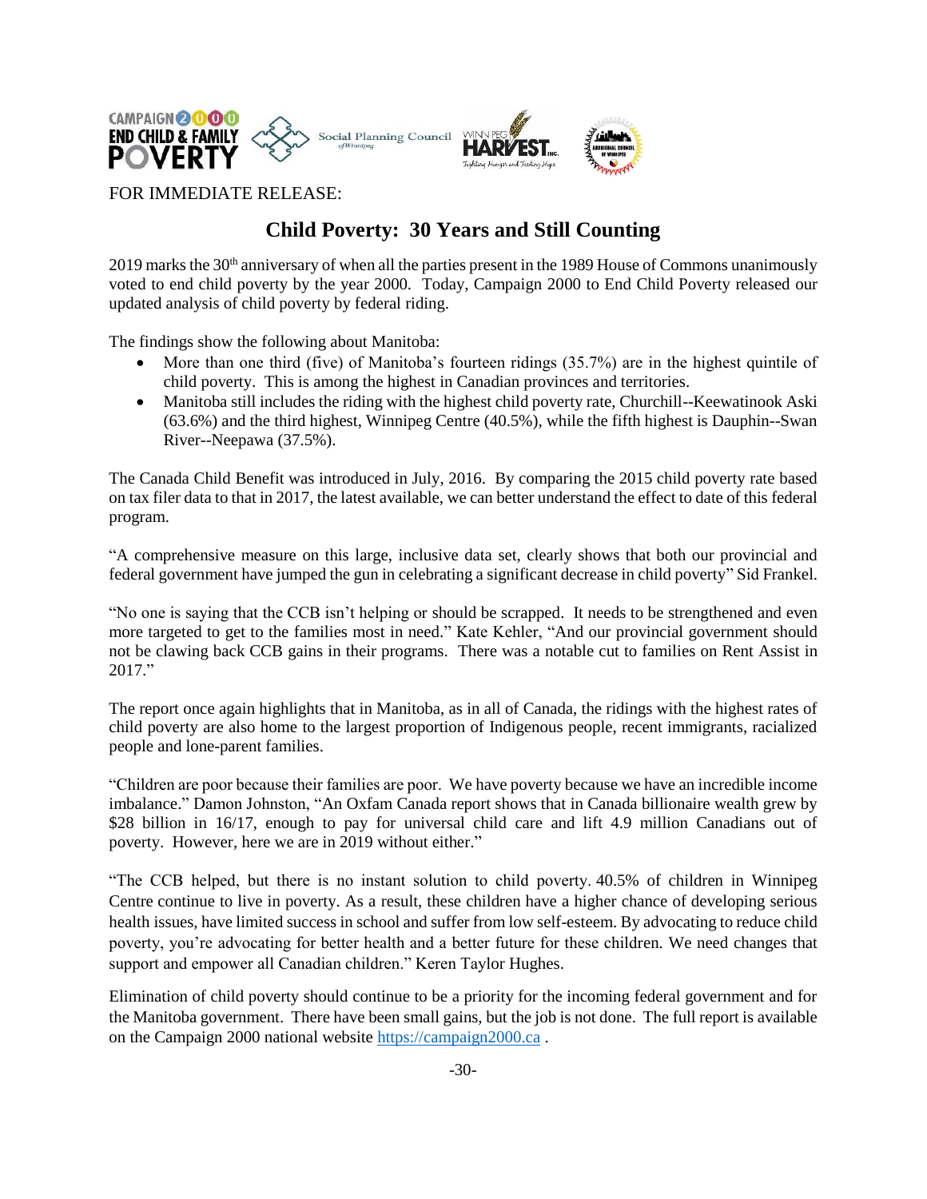FOR IMMEDIATE RELEASE:

# Child Poverty: 30 Years and Still Counting

2019 marks the 30th anniversary of when all the parties present in the 1989 House of Commons unanimously voted to end child poverty by the year 2000. Today, Campaign 2000 to End Child Poverty released our updated analysis of child poverty by federal riding.

The findings show the following about Manitoba:

- More than one third (five) of Manitoba's fourteen ridings (35.7%) are in the highest quintile of child poverty. This is among the highest in Canadian provinces and territories.
- Manitoba still includes the riding with the highest child poverty rate, Churchill--Keewatinook Aski (63.6%) and the third highest, Winnipeg Centre (40.5%), while the fifth highest is Dauphin--Swan River--Neepawa (37.5%).

The Canada Child Benefit was introduced in July, 2016. By comparing the 2015 child poverty rate based on tax filer data to that in 2017, the latest available, we can better understand the effect to date of this federal program.

"A comprehensive measure on this large, inclusive data set, clearly shows that both our provincial and federal government have jumped the gun in celebrating a significant decrease in child poverty" Sid Frankel.

"No one is saying that the CCB isn't helping or should be scrapped. It needs to be strengthened and even more targeted to get to the families most in need." Kate Kehler, "And our provincial government should not be clawing back CCB gains in their programs. There was a notable cut to families on Rent Assist in 2017."

The report once again highlights that in Manitoba, as in all of Canada, the ridings with the highest rates of child poverty are also home to the largest proportion of Indigenous people, recent immigrants, racialized people and lone-parent families.

"Children are poor because their families are poor. We have poverty because we have an incredible income imbalance." Damon Johnston, "An Oxfam Canada report shows that in Canada billionaire wealth grew by $28 billion in 16/17, enough to pay for universal child care and lift 4.9 million Canadians out of poverty. However, here we are in 2019 without either."

"The CCB helped, but there is no instant solution to child poverty. 40.5% of children in Winnipeg Centre continue to live in poverty. As a result, these children have a higher chance of developing serious health issues, have limited success in school and suffer from low self-esteem. By advocating to reduce child poverty, you're advocating for better health and a better future for these children. We need changes that support and empower all Canadian children." Keren Taylor Hughes.

Elimination of child poverty should continue to be a priority for the incoming federal government and for the Manitoba government. There have been small gains, but the job is not done. The full report is available on the Campaign 2000 national website https://campaign2000.ca .

-30-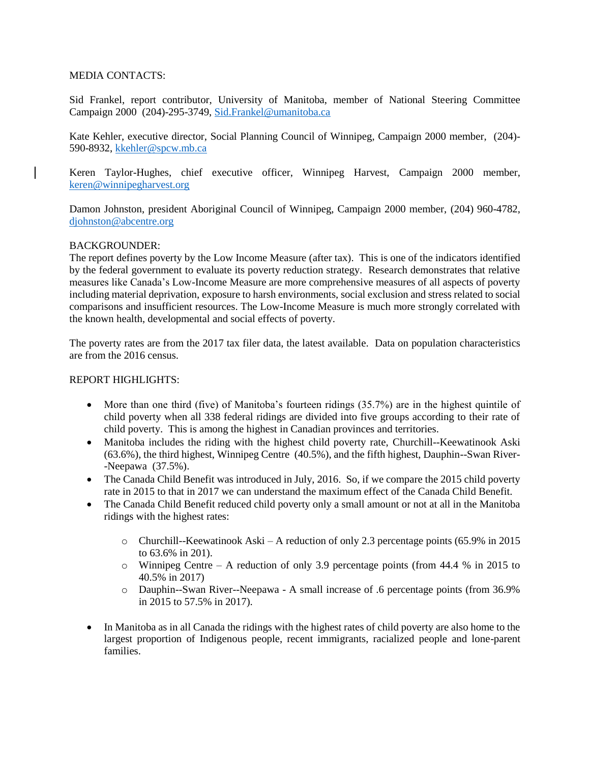MEDIA CONTACTS:

Sid Frankel, report contributor, University of Manitoba, member of National Steering Committee Campaign 2000 (204)-295-3749, Sid.Frankel@umanitoba.ca

Kate Kehler, executive director, Social Planning Council of Winnipeg, Campaign 2000 member, (204)-590-8932, kkehler@spcw.mb.ca

Keren Taylor-Hughes, chief executive officer, Winnipeg Harvest, Campaign 2000 member, keren@winnipegharvest.org

Damon Johnston, president Aboriginal Council of Winnipeg, Campaign 2000 member, (204) 960-4782, djohnston@abcentre.org

BACKGROUNDER:
The report defines poverty by the Low Income Measure (after tax). This is one of the indicators identified by the federal government to evaluate its poverty reduction strategy. Research demonstrates that relative measures like Canada's Low-Income Measure are more comprehensive measures of all aspects of poverty including material deprivation, exposure to harsh environments, social exclusion and stress related to social comparisons and insufficient resources. The Low-Income Measure is much more strongly correlated with the known health, developmental and social effects of poverty.

The poverty rates are from the 2017 tax filer data, the latest available. Data on population characteristics are from the 2016 census.

REPORT HIGHLIGHTS:

- More than one third (five) of Manitoba's fourteen ridings (35.7%) are in the highest quintile of child poverty when all 338 federal ridings are divided into five groups according to their rate of child poverty. This is among the highest in Canadian provinces and territories.
- Manitoba includes the riding with the highest child poverty rate, Churchill--Keewatinook Aski (63.6%), the third highest, Winnipeg Centre (40.5%), and the fifth highest, Dauphin--Swan River--Neepawa (37.5%).
- The Canada Child Benefit was introduced in July, 2016. So, if we compare the 2015 child poverty rate in 2015 to that in 2017 we can understand the maximum effect of the Canada Child Benefit.
- The Canada Child Benefit reduced child poverty only a small amount or not at all in the Manitoba ridings with the highest rates:
  - Churchill--Keewatinook Aski – A reduction of only 2.3 percentage points (65.9% in 2015 to 63.6% in 201).
  - Winnipeg Centre – A reduction of only 3.9 percentage points (from 44.4 % in 2015 to 40.5% in 2017)
  - Dauphin--Swan River--Neepawa - A small increase of .6 percentage points (from 36.9% in 2015 to 57.5% in 2017).

- In Manitoba as in all Canada the ridings with the highest rates of child poverty are also home to the largest proportion of Indigenous people, recent immigrants, racialized people and lone-parent families.